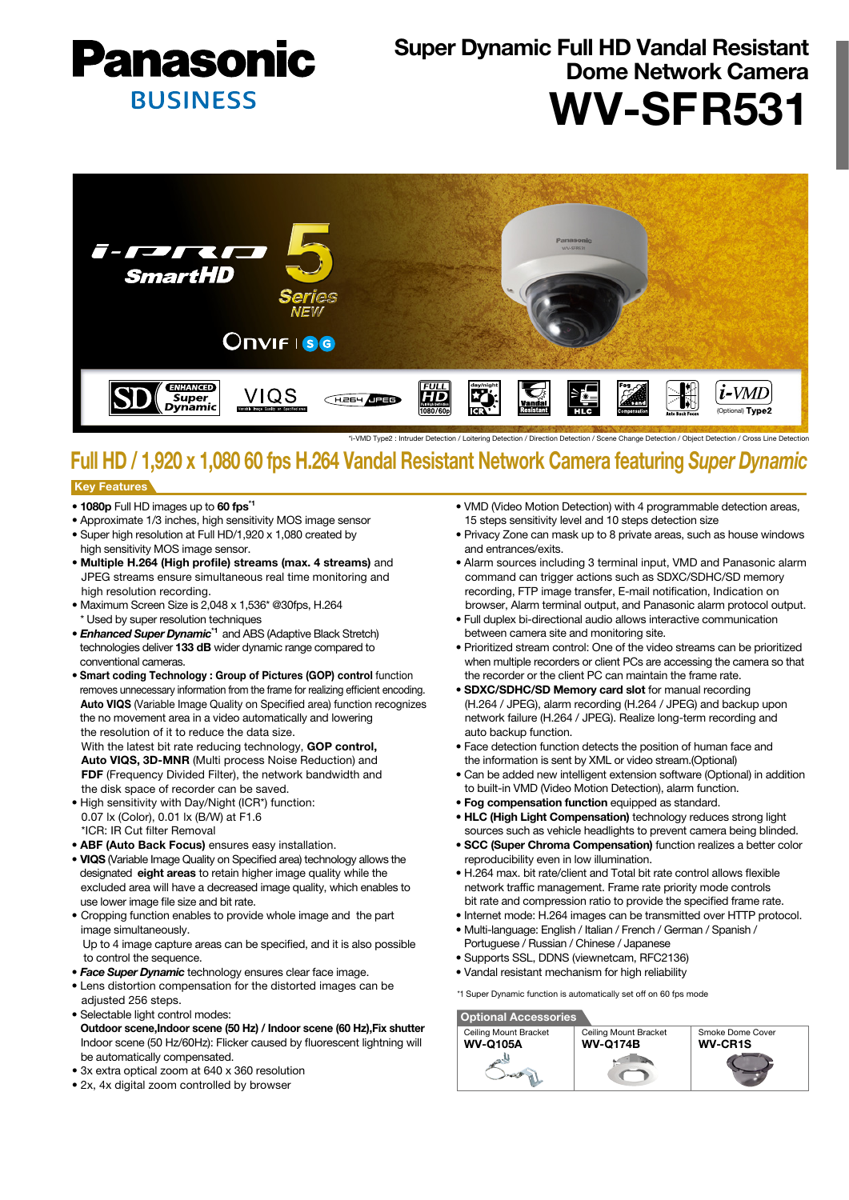# Panasonic BUSINESS

## Super Dynamic Full HD Vandal Resistant Dome Network Camera

# WV-SFR531

*i-VMD Type2 : Intruder Detection / Loitering Detection / Direction Detection / Scene Change Detection / Object Detection / Cross Line Detection

## Full HD / 1,920 x 1,080 60 fps H.264 Vandal Resistant Network Camera featuring *Super Dynamic*

### Key Features

- **1080p** Full HD images up to **60 fps**[*1]
- Approximate 1/3 inches, high sensitivity MOS image sensor
- Super high resolution at Full HD/1,920 x 1,080 created by high sensitivity MOS image sensor.
- **Multiple H.264 (High profile) streams (max. 4 streams)** and JPEG streams ensure simultaneous real time monitoring and high resolution recording.
- Maximum Screen Size is 2,048 x 1,536* @30fps, H.264
  \* Used by super resolution techniques
- ***Enhanced Super Dynamic***[*1] and ABS (Adaptive Black Stretch) technologies deliver **133 dB** wider dynamic range compared to conventional cameras.
- **Smart coding Technology : Group of Pictures (GOP) control** function removes unnecessary information from the frame for realizing efficient encoding. **Auto VIQS** (Variable Image Quality on Specified area) function recognizes the no movement area in a video automatically and lowering the resolution of it to reduce the data size.
  With the latest bit rate reducing technology, **GOP control, Auto VIQS, 3D-MNR** (Multi process Noise Reduction) and **FDF** (Frequency Divided Filter), the network bandwidth and the disk space of recorder can be saved.
- High sensitivity with Day/Night (ICR*) function:
  0.07 lx (Color), 0.01 lx (B/W) at F1.6
  *ICR: IR Cut filter Removal
- **ABF (Auto Back Focus)** ensures easy installation.
- **VIQS** (Variable Image Quality on Specified area) technology allows the designated **eight areas** to retain higher image quality while the excluded area will have a decreased image quality, which enables to use lower image file size and bit rate.
- Cropping function enables to provide whole image and the part image simultaneously.
  Up to 4 image capture areas can be specified, and it is also possible to control the sequence.
- ***Face Super Dynamic*** technology ensures clear face image.
- Lens distortion compensation for the distorted images can be adjusted 256 steps.
- Selectable light control modes:
  **Outdoor scene,Indoor scene (50 Hz) / Indoor scene (60 Hz),Fix shutter**
  Indoor scene (50 Hz/60Hz): Flicker caused by fluorescent lightning will be automatically compensated.
- 3x extra optical zoom at 640 x 360 resolution
- 2x, 4x digital zoom controlled by browser
- VMD (Video Motion Detection) with 4 programmable detection areas, 15 steps sensitivity level and 10 steps detection size
- Privacy Zone can mask up to 8 private areas, such as house windows and entrances/exits.
- Alarm sources including 3 terminal input, VMD and Panasonic alarm command can trigger actions such as SDXC/SDHC/SD memory recording, FTP image transfer, E-mail notification, Indication on browser, Alarm terminal output, and Panasonic alarm protocol output.
- Full duplex bi-directional audio allows interactive communication between camera site and monitoring site.
- Prioritized stream control: One of the video streams can be prioritized when multiple recorders or client PCs are accessing the camera so that the recorder or the client PC can maintain the frame rate.
- **SDXC/SDHC/SD Memory card slot** for manual recording (H.264 / JPEG), alarm recording (H.264 / JPEG) and backup upon network failure (H.264 / JPEG). Realize long-term recording and auto backup function.
- Face detection function detects the position of human face and the information is sent by XML or video stream.(Optional)
- Can be added new intelligent extension software (Optional) in addition to built-in VMD (Video Motion Detection), alarm function.
- **Fog compensation function** equipped as standard.
- **HLC (High Light Compensation)** technology reduces strong light sources such as vehicle headlights to prevent camera being blinded.
- **SCC (Super Chroma Compensation)** function realizes a better color reproducibility even in low illumination.
- H.264 max. bit rate/client and Total bit rate control allows flexible network traffic management. Frame rate priority mode controls bit rate and compression ratio to provide the specified frame rate.
- Internet mode: H.264 images can be transmitted over HTTP protocol.
- Multi-language: English / Italian / French / German / Spanish / Portuguese / Russian / Chinese / Japanese
- Supports SSL, DDNS (viewnetcam, RFC2136)
- Vandal resistant mechanism for high reliability

*1 Super Dynamic function is automatically set off on 60 fps mode

### Optional Accessories

| Ceiling Mount Bracket | Ceiling Mount Bracket | Smoke Dome Cover |
|---|---|---|
| **WV-Q105A** | **WV-Q174B** | **WV-CR1S** |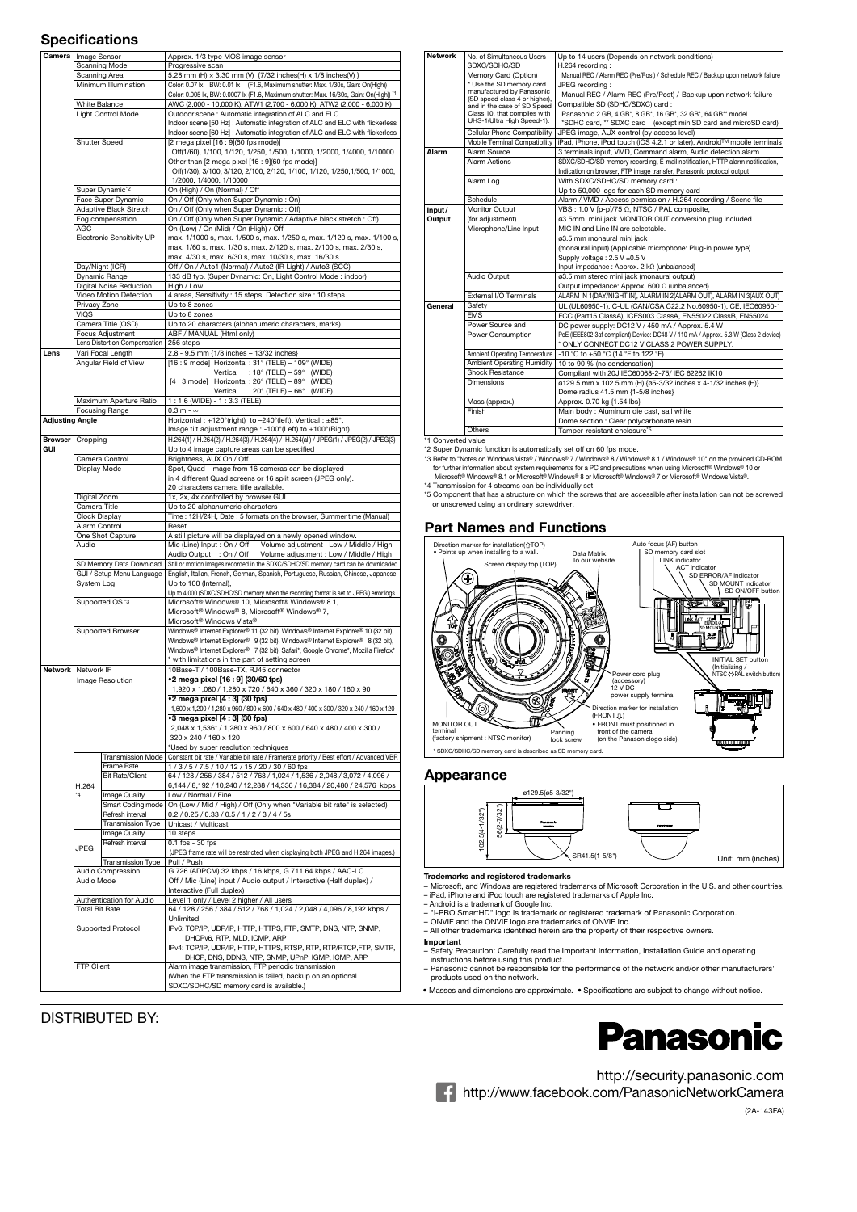## Specifications

| | | | |
|---|---|---|---|
| Camera | Image Sensor | | Approx. 1/3 type MOS image sensor |
| | Scanning Mode | | Progressive scan |
| | Scanning Area | | 5.28 mm (H) × 3.30 mm (V) {7/32 inches(H) x 1/8 inches(V) } |
| | Minimum Illumination | | Color: 0.07 lx, BW: 0.01 lx (F1.6, Maximum shutter: Max. 1/30s, Gain: On(High)) Color: 0.005 lx, BW: 0.0007 lx (F1.6, Maximum shutter: Max. 16/30s, Gain: On(High)) *1 |
| | White Balance | | AWC (2,000 - 10,000 K), ATW1 (2,700 - 6,000 K), ATW2 (2,000 - 6,000 K) |
| | Light Control Mode | | Outdoor scene : Automatic integration of ALC and ELC<br>Indoor scene [50 Hz] : Automatic integration of ALC and ELC with flickerless<br>Indoor scene [60 Hz] : Automatic integration of ALC and ELC with flickerless |
| | Shutter Speed | | [2 mega pixel [16 : 9](60 fps mode)]<br>Off(1/60), 1/100, 1/120, 1/250, 1/500, 1/1000, 1/2000, 1/4000, 1/10000<br>Other than [2 mega pixel [16 : 9](60 fps mode)]<br>Off(1/30), 3/100, 3/120, 2/100, 2/120, 1/100, 1/120, 1/250,1/500, 1/1000, 1/2000, 1/4000, 1/10000 |
| | Super Dynamic*2 | | On (High) / On (Normal) / Off |
| | Face Super Dynamic | | On / Off (Only when Super Dynamic : On) |
| | Adaptive Black Stretch | | On / Off (Only when Super Dynamic : Off) |
| | Fog compensation | | On / Off (Only when Super Dynamic / Adaptive black stretch : Off) |
| | AGC | | On (Low) / On (Mid) / On (High) / Off |
| | Electronic Sensitivity UP | | max. 1/1000 s, max. 1/500 s, max. 1/250 s, max. 1/120 s, max. 1/100 s, max. 1/60 s, max. 1/30 s, max. 2/120 s, max. 2/100 s, max. 2/30 s, max. 4/30 s, max. 6/30 s, max. 10/30 s, max. 16/30 s |
| | Day/Night (ICR) | | Off / On / Auto1 (Normal) / Auto2 (IR Light) / Auto3 (SCC) |
| | Dynamic Range | | 133 dB typ. (Super Dynamic: On, Light Control Mode : indoor) |
| | Digital Noise Reduction | | High / Low |
| | Video Motion Detection | | 4 areas, Sensitivity : 15 steps, Detection size : 10 steps |
| | Privacy Zone | | Up to 8 zones |
| | VIQS | | Up to 8 zones |
| | Camera Title (OSD) | | Up to 20 characters (alphanumeric characters, marks) |
| | Focus Adjustment | | ABF / MANUAL (Html only) |
| | Lens Distortion Compensation | | 256 steps |
| Lens | Vari Focal Length | | 2.8 - 9.5 mm {1/8 inches – 13/32 inches} |
| | Angular Field of View | | [16 : 9 mode] Horizontal : 31° (TELE) – 109° (WIDE)<br>Vertical : 18° (TELE) – 59° (WIDE)<br>[4 : 3 mode] Horizontal : 26° (TELE) – 89° (WIDE)<br>Vertical : 20° (TELE) – 66° (WIDE) |
| | Maximum Aperture Ratio | | 1 : 1.6 (WIDE) - 1 : 3.3 (TELE) |
| | Focusing Range | | 0.3 m - ∞ |
| Adjusting Angle | | | Horizontal : +120°(right) to −240°(left), Vertical : ±85°,<br>Image tilt adjustment range : −100°(Left) to +100°(Right) |
| Browser GUI | Cropping | | H.264(1) / H.264(2) / H.264(3) / H.264(4) / H.264(all) / JPEG(1) / JPEG(2) / JPEG(3)<br>Up to 4 image capture areas can be specified |
| | Camera Control | | Brightness, AUX On / Off |
| | Display Mode | | Spot, Quad : Image from 16 cameras can be displayed in 4 different Quad screens or 16 split screen (JPEG only).<br>20 characters camera title available. |
| | Digital Zoom | | 1x, 2x, 4x controlled by browser GUI |
| | Camera Title | | Up to 20 alphanumeric characters |
| | Clock Display | | Time : 12H/24H, Date : 5 formats on the browser, Summer time (Manual) |
| | Alarm Control | | Reset |
| | One Shot Capture | | A still picture will be displayed on a newly opened window. |
| | Audio | | Mic (Line) Input : On / Off Volume adjustment : Low / Middle / High<br>Audio Output : On / Off Volume adjustment : Low / Middle / High |
| | SD Memory Data Download | | Still or motion images recorded in the SDXC/SDHC/SD memory card can be downloaded. |
| | GUI / Setup Menu Language | | English, Italian, French, German, Spanish, Portuguese, Russian, Chinese, Japanese |
| | System Log | | Up to 100 (Internal),<br>Up to 4,000 (SDXC/SDHC/SD memory when the recording format is set to JPEG.) error logs |
| | Supported OS *3 | | Microsoft® Windows® 10, Microsoft® Windows® 8.1, Microsoft® Windows® 8, Microsoft® Windows® 7, Microsoft® Windows Vista® |
| | Supported Browser | | Windows® Internet Explorer® 11 (32 bit), Windows® Internet Explorer® 10 (32 bit), Windows® Internet Explorer® 9 (32 bit), Windows® Internet Explorer® 8 (32 bit), Windows® Internet Explorer® 7 (32 bit), Safari*, Google Chrome*, Mozilla Firefox*<br>* with limitations in the part of setting screen |
| Network | Network IF | | 10Base-T / 100Base-TX, RJ45 connector |
| | Image Resolution | | •2 mega pixel [16 : 9] (30/60 fps)<br>1,920 x 1,080 / 1,280 x 720 / 640 x 360 / 320 x 180 / 160 x 90<br>•2 mega pixel [4 : 3] (30 fps)<br>1,600 x 1,200 / 1,280 x 960 / 800 x 600 / 640 x 480 / 400 x 300 / 320 x 240 / 160 x 120<br>•3 mega pixel [4 : 3] (30 fps)<br>2,048 x 1,536* / 1,280 x 960 / 800 x 600 / 640 x 480 / 400 x 300 / 320 x 240 / 160 x 120<br>*Used by super resolution techniques |
| | H.264 *4 | Transmission Mode | Constant bit rate / Variable bit rate / Framerate priority / Best effort / Advanced VBR |
| | | Frame Rate | 1 / 3 / 5 / 7.5 / 10 / 12 / 15 / 20 / 30 / 60 fps |
| | | Bit Rate/Client | 64 / 128 / 256 / 384 / 512 / 768 / 1,024 / 1,536 / 2,048 / 3,072 / 4,096 / 6,144 / 8,192 / 10,240 / 12,288 / 14,336 / 16,384 / 20,480 / 24,576 kbps |
| | | Image Quality | Low / Normal / Fine |
| | | Smart Coding mode | On (Low / Mid / High) / Off (Only when "Variable bit rate" is selected) |
| | | Refresh interval | 0.2 / 0.25 / 0.33 / 0.5 / 1 / 2 / 3 / 4 / 5s |
| | | Transmission Type | Unicast / Multicast |
| | JPEG | Image Quality | 10 steps |
| | | Refresh interval | 0.1 fps - 30 fps<br>(JPEG frame rate will be restricted when displaying both JPEG and H.264 images.) |
| | | Transmission Type | Pull / Push |
| | Audio Compression | | G.726 (ADPCM) 32 kbps / 16 kbps, G.711 64 kbps / AAC-LC |
| | Audio Mode | | Off / Mic (Line) input / Audio output / Interactive (Half duplex) / Interactive (Full duplex) |
| | Authentication for Audio | | Level 1 only / Level 2 higher / All users |
| | Total Bit Rate | | 64 / 128 / 256 / 384 / 512 / 768 / 1,024 / 2,048 / 4,096 / 8,192 kbps / Unlimited |
| | Supported Protocol | | IPv6: TCP/IP, UDP/IP, HTTP, HTTPS, FTP, SMTP, DNS, NTP, SNMP, DHCPv6, RTP, MLD, ICMP, ARP<br>IPv4: TCP/IP, UDP/IP, HTTP, HTTPS, RTSP, RTP, RTP/RTCP,FTP, SMTP, DHCP, DNS, DDNS, NTP, SNMP, UPnP, IGMP, ICMP, ARP |
| | FTP Client | | Alarm image transmission, FTP periodic transmission<br>(When the FTP transmission is failed, backup on an optional SDXC/SDHC/SD memory card is available.) |
| Network | No. of Simultaneous Users | | Up to 14 users (Depends on network conditions) |
| | SDXC/SDHC/SD Memory Card (Option)<br>* Use the SD memory card manufactured by Panasonic (SD speed class 4 or higher), and in the case of SD Speed Class 10, that complies with UHS-1(Ultra High Speed-1). | | H.264 recording :<br>Manual REC / Alarm REC (Pre/Post) / Schedule REC / Backup upon network failure<br>JPEG recording :<br>Manual REC / Alarm REC (Pre/Post) / Backup upon network failure<br>Compatible SD (SDHC/SDXC) card :<br>Panasonic 2 GB, 4 GB*, 8 GB*, 16 GB*, 32 GB*, 64 GB** model<br>*SDHC card, ** SDXC card (except miniSD card and microSD card) |
| | Cellular Phone Compatibility | | JPEG image, AUX control (by access level) |
| | Mobile Terminal Compatibility | | iPad, iPhone, iPod touch (iOS 4.2.1 or later), Android™ mobile terminals |
| Alarm | Alarm Source | | 3 terminals input, VMD, Command alarm, Audio detection alarm |
| | Alarm Actions | | SDXC/SDHC/SD memory recording, E-mail notification, HTTP alarm notification, Indication on browser, FTP image transfer, Panasonic protocol output |
| | Alarm Log | | With SDXC/SDHC/SD memory card :<br>Up to 50,000 logs for each SD memory card |
| | Schedule | | Alarm / VMD / Access permission / H.264 recording / Scene file |
| Input / Output | Monitor Output (for adjustment) | | VBS : 1.0 V [p-p]/75 Ω, NTSC / PAL composite,<br>ø3.5mm mini jack MONITOR OUT conversion plug included |
| | Microphone/Line Input | | MIC IN and Line IN are selectable.<br>ø3.5 mm monaural mini jack<br>(monaural input) (Applicable microphone: Plug-in power type)<br>Supply voltage : 2.5 V ±0.5 V<br>Input impedance : Approx. 2 kΩ (unbalanced) |
| | Audio Output | | ø3.5 mm stereo mini jack (monaural output)<br>Output impedance: Approx. 600 Ω (unbalanced) |
| | External I/O Terminals | | ALARM IN 1(DAY/NIGHT IN), ALARM IN 2(ALARM OUT), ALARM IN 3(AUX OUT) |
| General | Safety | | UL (UL60950-1), C-UL (CAN/CSA C22.2 No.60950-1), CE, IEC60950-1 |
| | EMS | | FCC (Part15 ClassA), ICES003 ClassA, EN55022 ClassB, EN55024 |
| | Power Source and Power Consumption | | DC power supply: DC12 V / 450 mA / Approx. 5.4 W<br>PoE (IEEE802.3af compliant) Device: DC48 V / 110 mA / Approx. 5.3 W (Class 2 device)<br>* ONLY CONNECT DC12 V CLASS 2 POWER SUPPLY. |
| | Ambient Operating Temperature | | -10 °C to +50 °C (14 °F to 122 °F) |
| | Ambient Operating Humidity | | 10 to 90 % (no condensation) |
| | Shock Resistance | | Compliant with 20J IEC60068-2-75/ IEC 62262 IK10 |
| | Dimensions | | ø129.5 mm x 102.5 mm (H) {ø5-3/32 inches x 4-1/32 inches (H)}<br>Dome radius 41.5 mm {1-5/8 inches} |
| | Mass (approx.) | | Approx. 0.70 kg {1.54 lbs} |
| | Finish | | Main body : Aluminum die cast, sail white<br>Dome section : Clear polycarbonate resin |
| | Others | | Tamper-resistant enclosure*5 |

*1 Converted value
*2 Super Dynamic function is automatically set off on 60 fps mode.
*3 Refer to "Notes on Windows Vista® / Windows® 7 / Windows® 8 / Windows® 8.1 / Windows® 10" on the provided CD-ROM for further information about system requirements for a PC and precautions when using Microsoft® Windows® 10 or Microsoft® Windows® 8.1 or Microsoft® Windows® 8 or Microsoft® Windows® 7 or Microsoft® Windows Vista®.
*4 Transmission for 4 streams can be individually set.
*5 Component that has a structure on which the screws that are accessible after installation can not be screwed or unscrewed using an ordinary screwdriver.

## Part Names and Functions

Direction marker for installation(⇧TOP)
• Points up when installing to a wall.
Screen display top (TOP)
Data Matrix: To our website
Auto focus (AF) button
SD memory card slot
LINK indicator
ACT indicator
SD ERROR/AF indicator
SD MOUNT indicator
SD ON/OFF button
INITIAL SET button (Initializing / NTSC ⇔ PAL switch button)
Power cord plug (accessory)
12 V DC power supply terminal
Direction marker for installation (FRONT⇩)
• FRONT must positioned in front of the camera (on the Panasoniclogo side).
MONITOR OUT terminal (factory shipment : NTSC monitor)
Panning lock screw

* SDXC/SDHC/SD memory card is described as SD memory card.

## Appearance

ø129.5(ø5-3/32")
102.5(4-1/32")
56(2-7/32")
SR41.5(1-5/8")
Unit: mm (inches)

**Trademarks and registered trademarks**

– Microsoft, and Windows are registered trademarks of Microsoft Corporation in the U.S. and other countries.
– iPad, iPhone and iPod touch are registered trademarks of Apple Inc.
– Android is a trademark of Google Inc.
– "i-PRO SmartHD" logo is trademark or registered trademark of Panasonic Corporation.
– ONVIF and the ONVIF logo are trademarks of ONVIF Inc.
– All other trademarks identified herein are the property of their respective owners.

**Important**

– Safety Precaution: Carefully read the Important Information, Installation Guide and operating instructions before using this product.
– Panasonic cannot be responsible for the performance of the network and/or other manufacturers' products used on the network.

• Masses and dimensions are approximate. • Specifications are subject to change without notice.

DISTRIBUTED BY:

Panasonic

http://security.panasonic.com
http://www.facebook.com/PanasonicNetworkCamera

(2A-143FA)